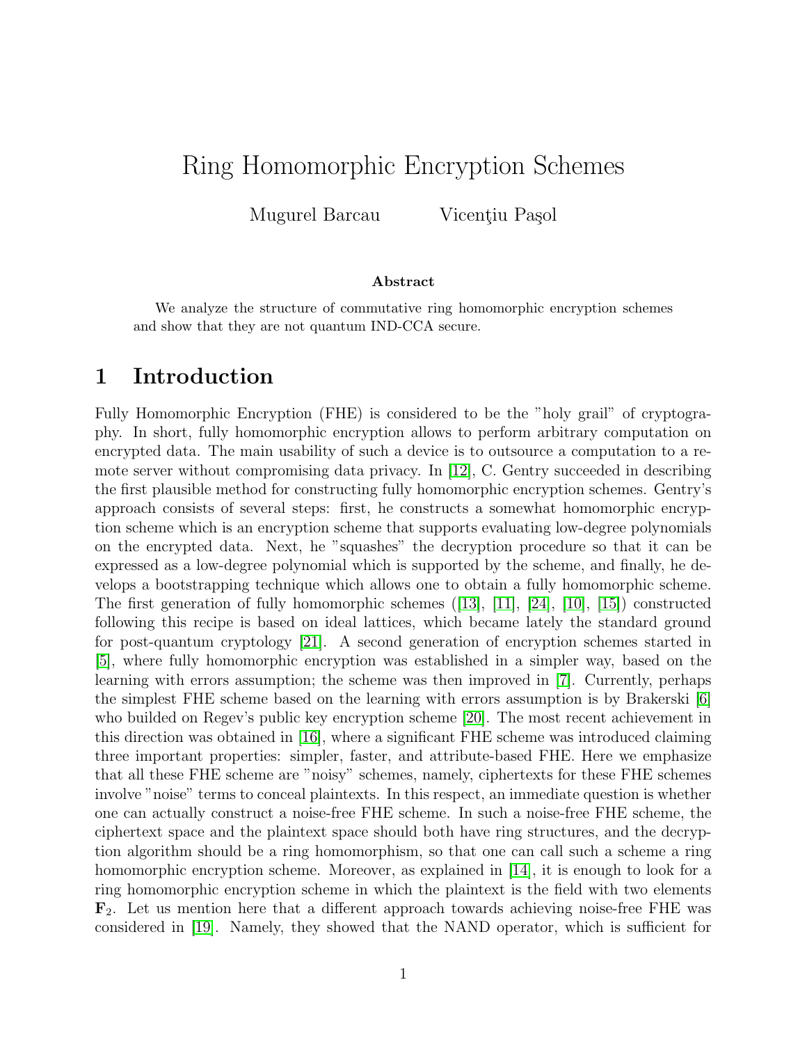# Ring Homomorphic Encryption Schemes

Mugurel Barcau  Vicenţiu Paşol

**Abstract**

We analyze the structure of commutative ring homomorphic encryption schemes and show that they are not quantum IND-CCA secure.

## 1 Introduction

Fully Homomorphic Encryption (FHE) is considered to be the "holy grail" of cryptography. In short, fully homomorphic encryption allows to perform arbitrary computation on encrypted data. The main usability of such a device is to outsource a computation to a remote server without compromising data privacy. In [12], C. Gentry succeeded in describing the first plausible method for constructing fully homomorphic encryption schemes. Gentry's approach consists of several steps: first, he constructs a somewhat homomorphic encryption scheme which is an encryption scheme that supports evaluating low-degree polynomials on the encrypted data. Next, he "squashes" the decryption procedure so that it can be expressed as a low-degree polynomial which is supported by the scheme, and finally, he develops a bootstrapping technique which allows one to obtain a fully homomorphic scheme. The first generation of fully homomorphic schemes ([13], [11], [24], [10], [15]) constructed following this recipe is based on ideal lattices, which became lately the standard ground for post-quantum cryptology [21]. A second generation of encryption schemes started in [5], where fully homomorphic encryption was established in a simpler way, based on the learning with errors assumption; the scheme was then improved in [7]. Currently, perhaps the simplest FHE scheme based on the learning with errors assumption is by Brakerski [6] who builded on Regev's public key encryption scheme [20]. The most recent achievement in this direction was obtained in [16], where a significant FHE scheme was introduced claiming three important properties: simpler, faster, and attribute-based FHE. Here we emphasize that all these FHE scheme are "noisy" schemes, namely, ciphertexts for these FHE schemes involve "noise" terms to conceal plaintexts. In this respect, an immediate question is whether one can actually construct a noise-free FHE scheme. In such a noise-free FHE scheme, the ciphertext space and the plaintext space should both have ring structures, and the decryption algorithm should be a ring homomorphism, so that one can call such a scheme a ring homomorphic encryption scheme. Moreover, as explained in [14], it is enough to look for a ring homomorphic encryption scheme in which the plaintext is the field with two elements $\mathbf{F}_2$. Let us mention here that a different approach towards achieving noise-free FHE was considered in [19]. Namely, they showed that the NAND operator, which is sufficient for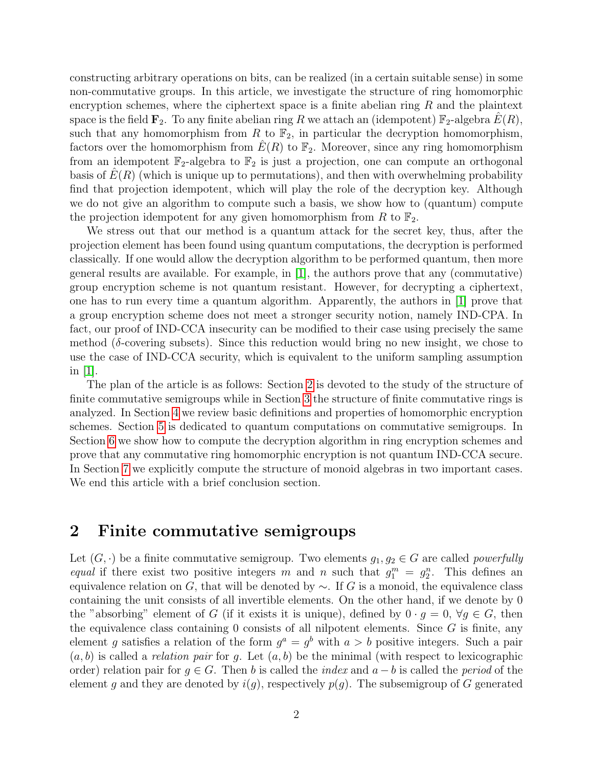constructing arbitrary operations on bits, can be realized (in a certain suitable sense) in some non-commutative groups. In this article, we investigate the structure of ring homomorphic encryption schemes, where the ciphertext space is a finite abelian ring $R$ and the plaintext space is the field $\mathbf{F}_2$. To any finite abelian ring $R$ we attach an (idempotent) $\mathbb{F}_2$-algebra $\hat{E}(R)$, such that any homomorphism from $R$ to $\mathbb{F}_2$, in particular the decryption homomorphism, factors over the homomorphism from $\hat{E}(R)$ to $\mathbb{F}_2$. Moreover, since any ring homomorphism from an idempotent $\mathbb{F}_2$-algebra to $\mathbb{F}_2$ is just a projection, one can compute an orthogonal basis of $\hat{E}(R)$ (which is unique up to permutations), and then with overwhelming probability find that projection idempotent, which will play the role of the decryption key. Although we do not give an algorithm to compute such a basis, we show how to (quantum) compute the projection idempotent for any given homomorphism from $R$ to $\mathbb{F}_2$.

We stress out that our method is a quantum attack for the secret key, thus, after the projection element has been found using quantum computations, the decryption is performed classically. If one would allow the decryption algorithm to be performed quantum, then more general results are available. For example, in [1], the authors prove that any (commutative) group encryption scheme is not quantum resistant. However, for decrypting a ciphertext, one has to run every time a quantum algorithm. Apparently, the authors in [1] prove that a group encryption scheme does not meet a stronger security notion, namely IND-CPA. In fact, our proof of IND-CCA insecurity can be modified to their case using precisely the same method ($\delta$-covering subsets). Since this reduction would bring no new insight, we chose to use the case of IND-CCA security, which is equivalent to the uniform sampling assumption in [1].

The plan of the article is as follows: Section 2 is devoted to the study of the structure of finite commutative semigroups while in Section 3 the structure of finite commutative rings is analyzed. In Section 4 we review basic definitions and properties of homomorphic encryption schemes. Section 5 is dedicated to quantum computations on commutative semigroups. In Section 6 we show how to compute the decryption algorithm in ring encryption schemes and prove that any commutative ring homomorphic encryption is not quantum IND-CCA secure. In Section 7 we explicitly compute the structure of monoid algebras in two important cases. We end this article with a brief conclusion section.

## 2 Finite commutative semigroups

Let $(G, \cdot)$ be a finite commutative semigroup. Two elements $g_1, g_2 \in G$ are called *powerfully equal* if there exist two positive integers $m$ and $n$ such that $g_1^m = g_2^n$. This defines an equivalence relation on $G$, that will be denoted by $\sim$. If $G$ is a monoid, the equivalence class containing the unit consists of all invertible elements. On the other hand, if we denote by 0 the "absorbing" element of $G$ (if it exists it is unique), defined by $0 \cdot g = 0$, $\forall g \in G$, then the equivalence class containing 0 consists of all nilpotent elements. Since $G$ is finite, any element $g$ satisfies a relation of the form $g^a = g^b$ with $a > b$ positive integers. Such a pair $(a, b)$ is called a *relation pair* for $g$. Let $(a, b)$ be the minimal (with respect to lexicographic order) relation pair for $g \in G$. Then $b$ is called the *index* and $a - b$ is called the *period* of the element $g$ and they are denoted by $i(g)$, respectively $p(g)$. The subsemigroup of $G$ generated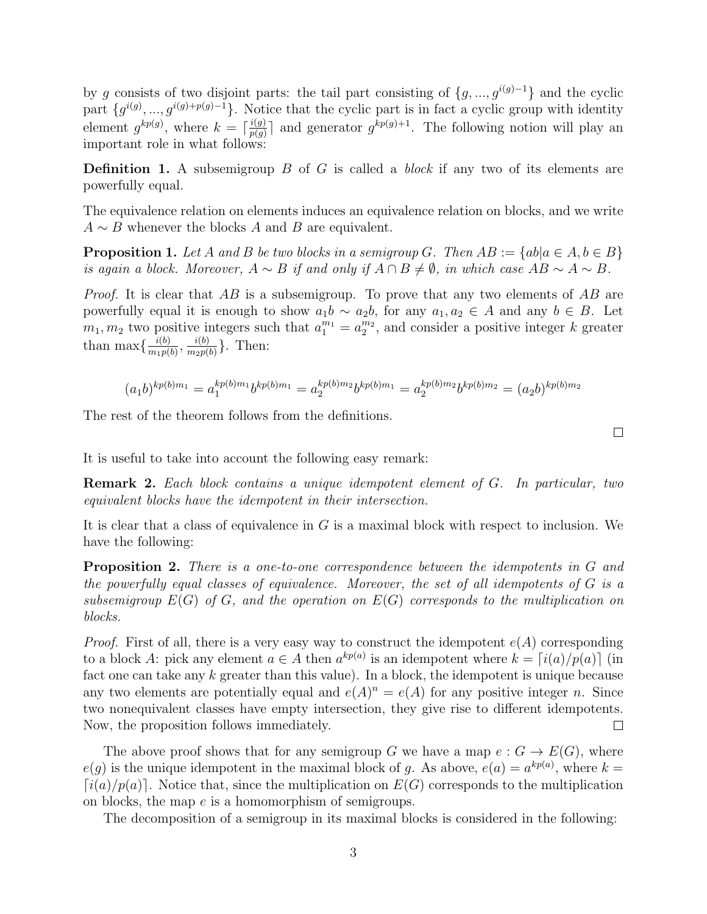by $g$ consists of two disjoint parts: the tail part consisting of $\{g, ..., g^{i(g)-1}\}$ and the cyclic part $\{g^{i(g)}, ..., g^{i(g)+p(g)-1}\}$. Notice that the cyclic part is in fact a cyclic group with identity element $g^{kp(g)}$, where $k = \lceil \frac{i(g)}{p(g)} \rceil$ and generator $g^{kp(g)+1}$. The following notion will play an important role in what follows:

**Definition 1.** A subsemigroup $B$ of $G$ is called a *block* if any two of its elements are powerfully equal.

The equivalence relation on elements induces an equivalence relation on blocks, and we write $A \sim B$ whenever the blocks $A$ and $B$ are equivalent.

**Proposition 1.** *Let $A$ and $B$ be two blocks in a semigroup $G$. Then $AB := \{ab | a \in A, b \in B\}$ is again a block. Moreover, $A \sim B$ if and only if $A \cap B \neq \emptyset$, in which case $AB \sim A \sim B$.*

*Proof.* It is clear that $AB$ is a subsemigroup. To prove that any two elements of $AB$ are powerfully equal it is enough to show $a_1 b \sim a_2 b$, for any $a_1, a_2 \in A$ and any $b \in B$. Let $m_1, m_2$ two positive integers such that $a_1^{m_1} = a_2^{m_2}$, and consider a positive integer $k$ greater than $\max\{\frac{i(b)}{m_1 p(b)}, \frac{i(b)}{m_2 p(b)}\}$. Then:

$$(a_1 b)^{kp(b)m_1} = a_1^{kp(b)m_1} b^{kp(b)m_1} = a_2^{kp(b)m_2} b^{kp(b)m_1} = a_2^{kp(b)m_2} b^{kp(b)m_2} = (a_2 b)^{kp(b)m_2}$$

The rest of the theorem follows from the definitions. $\square$

It is useful to take into account the following easy remark:

**Remark 2.** *Each block contains a unique idempotent element of $G$. In particular, two equivalent blocks have the idempotent in their intersection.*

It is clear that a class of equivalence in $G$ is a maximal block with respect to inclusion. We have the following:

**Proposition 2.** *There is a one-to-one correspondence between the idempotents in $G$ and the powerfully equal classes of equivalence. Moreover, the set of all idempotents of $G$ is a subsemigroup $E(G)$ of $G$, and the operation on $E(G)$ corresponds to the multiplication on blocks.*

*Proof.* First of all, there is a very easy way to construct the idempotent $e(A)$ corresponding to a block $A$: pick any element $a \in A$ then $a^{kp(a)}$ is an idempotent where $k = \lceil i(a)/p(a) \rceil$ (in fact one can take any $k$ greater than this value). In a block, the idempotent is unique because any two elements are potentially equal and $e(A)^n = e(A)$ for any positive integer $n$. Since two nonequivalent classes have empty intersection, they give rise to different idempotents. Now, the proposition follows immediately. $\square$

The above proof shows that for any semigroup $G$ we have a map $e : G \to E(G)$, where $e(g)$ is the unique idempotent in the maximal block of $g$. As above, $e(a) = a^{kp(a)}$, where $k = \lceil i(a)/p(a) \rceil$. Notice that, since the multiplication on $E(G)$ corresponds to the multiplication on blocks, the map $e$ is a homomorphism of semigroups.

The decomposition of a semigroup in its maximal blocks is considered in the following: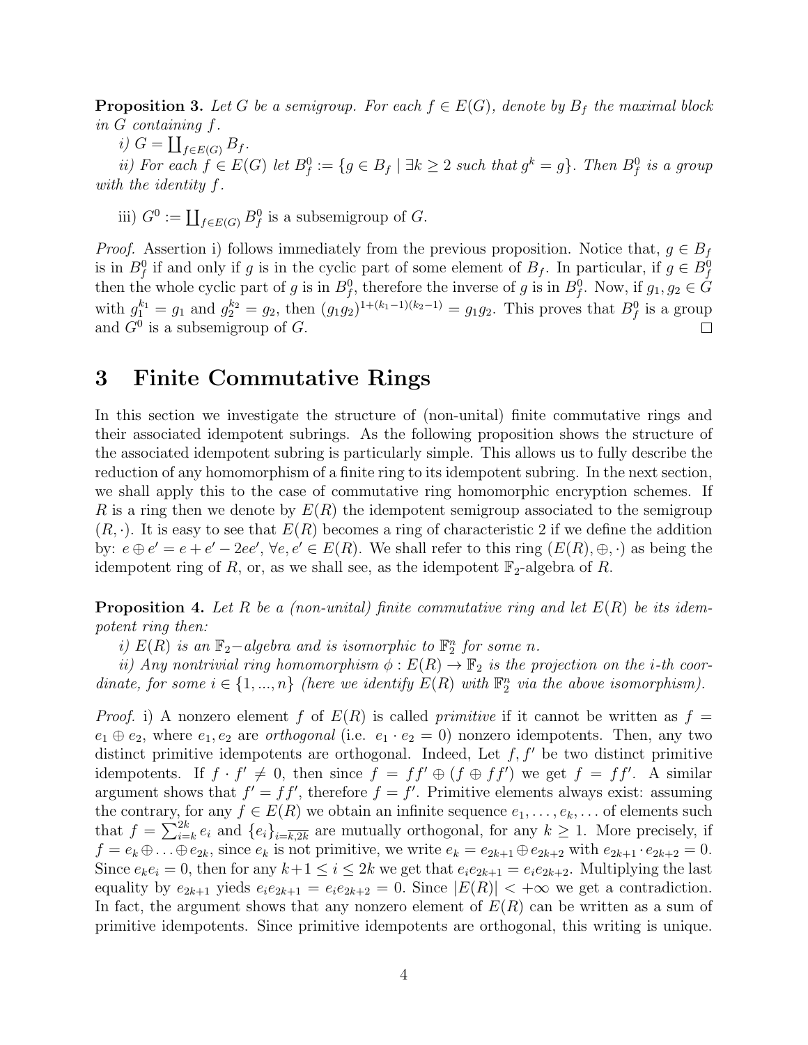**Proposition 3.** *Let $G$ be a semigroup. For each $f \in E(G)$, denote by $B_f$ the maximal block in $G$ containing $f$.*

*i) $G = \coprod_{f\in E(G)} B_f$.*

*ii) For each $f \in E(G)$ let $B_f^0 := \{g \in B_f \mid \exists k \geq 2$ such that $g^k = g\}$. Then $B_f^0$ is a group with the identity $f$.*

iii) $G^0 := \coprod_{f\in E(G)} B_f^0$ is a subsemigroup of $G$.

*Proof.* Assertion i) follows immediately from the previous proposition. Notice that, $g \in B_f$ is in $B_f^0$ if and only if $g$ is in the cyclic part of some element of $B_f$. In particular, if $g \in B_f^0$ then the whole cyclic part of $g$ is in $B_f^0$, therefore the inverse of $g$ is in $B_f^0$. Now, if $g_1, g_2 \in G$ with $g_1^{k_1} = g_1$ and $g_2^{k_2} = g_2$, then $(g_1g_2)^{1+(k_1-1)(k_2-1)} = g_1g_2$. This proves that $B_f^0$ is a group and $G^0$ is a subsemigroup of $G$. $\square$

# 3 Finite Commutative Rings

In this section we investigate the structure of (non-unital) finite commutative rings and their associated idempotent subrings. As the following proposition shows the structure of the associated idempotent subring is particularly simple. This allows us to fully describe the reduction of any homomorphism of a finite ring to its idempotent subring. In the next section, we shall apply this to the case of commutative ring homomorphic encryption schemes. If $R$ is a ring then we denote by $E(R)$ the idempotent semigroup associated to the semigroup $(R, \cdot)$. It is easy to see that $E(R)$ becomes a ring of characteristic 2 if we define the addition by: $e \oplus e' = e + e' - 2ee'$, $\forall e, e' \in E(R)$. We shall refer to this ring $(E(R), \oplus, \cdot)$ as being the idempotent ring of $R$, or, as we shall see, as the idempotent $\mathbb{F}_2$-algebra of $R$.

**Proposition 4.** *Let $R$ be a (non-unital) finite commutative ring and let $E(R)$ be its idempotent ring then:*

*i) $E(R)$ is an $\mathbb{F}_2-$algebra and is isomorphic to $\mathbb{F}_2^n$ for some $n$.*

*ii) Any nontrivial ring homomorphism $\phi : E(R) \to \mathbb{F}_2$ is the projection on the i-th coordinate, for some $i \in \{1, ..., n\}$ (here we identify $E(R)$ with $\mathbb{F}_2^n$ via the above isomorphism).*

*Proof.* i) A nonzero element $f$ of $E(R)$ is called *primitive* if it cannot be written as $f = e_1 \oplus e_2$, where $e_1, e_2$ are *orthogonal* (i.e. $e_1 \cdot e_2 = 0$) nonzero idempotents. Then, any two distinct primitive idempotents are orthogonal. Indeed, Let $f, f'$ be two distinct primitive idempotents. If $f \cdot f' \neq 0$, then since $f = ff' \oplus (f \oplus ff')$ we get $f = ff'$. A similar argument shows that $f' = ff'$, therefore $f = f'$. Primitive elements always exist: assuming the contrary, for any $f \in E(R)$ we obtain an infinite sequence $e_1, \ldots, e_k, \ldots$ of elements such that $f = \sum_{i=k}^{2k} e_i$ and $\{e_i\}_{i=\overline{k,2k}}$ are mutually orthogonal, for any $k \geq 1$. More precisely, if $f = e_k \oplus \ldots \oplus e_{2k}$, since $e_k$ is not primitive, we write $e_k = e_{2k+1} \oplus e_{2k+2}$ with $e_{2k+1} \cdot e_{2k+2} = 0$. Since $e_ke_i = 0$, then for any $k+1 \leq i \leq 2k$ we get that $e_ie_{2k+1} = e_ie_{2k+2}$. Multiplying the last equality by $e_{2k+1}$ yieds $e_ie_{2k+1} = e_ie_{2k+2} = 0$. Since $|E(R)| < +\infty$ we get a contradiction. In fact, the argument shows that any nonzero element of $E(R)$ can be written as a sum of primitive idempotents. Since primitive idempotents are orthogonal, this writing is unique.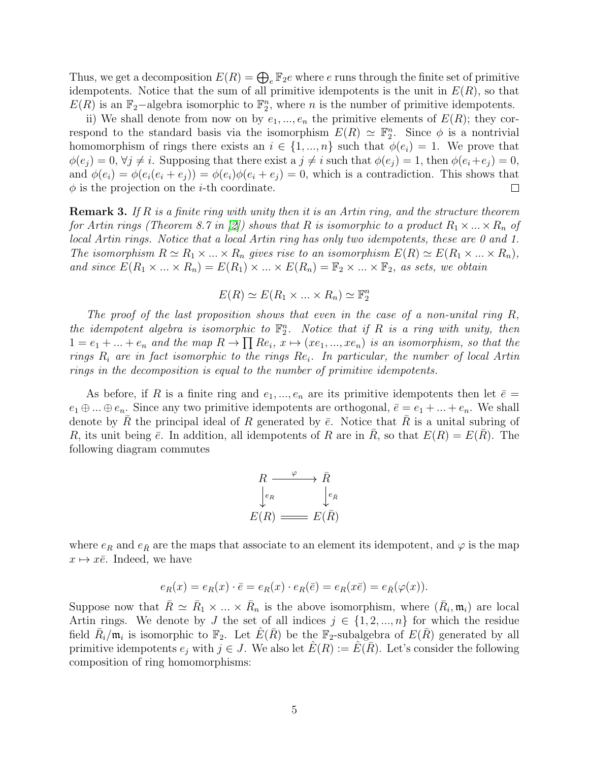Thus, we get a decomposition $E(R) = \bigoplus_e \mathbb{F}_2 e$ where $e$ runs through the finite set of primitive idempotents. Notice that the sum of all primitive idempotents is the unit in $E(R)$, so that $E(R)$ is an $\mathbb{F}_2-$algebra isomorphic to $\mathbb{F}_2^n$, where $n$ is the number of primitive idempotents.

ii) We shall denote from now on by $e_1, ..., e_n$ the primitive elements of $E(R)$; they correspond to the standard basis via the isomorphism $E(R) \simeq \mathbb{F}_2^n$. Since $\phi$ is a nontrivial homomorphism of rings there exists an $i \in \{1, ..., n\}$ such that $\phi(e_i) = 1$. We prove that $\phi(e_j) = 0, \forall j \neq i$. Supposing that there exist a $j \neq i$ such that $\phi(e_j) = 1$, then $\phi(e_i + e_j) = 0$, and $\phi(e_i) = \phi(e_i(e_i + e_j)) = \phi(e_i)\phi(e_i + e_j) = 0$, which is a contradiction. This shows that $\phi$ is the projection on the $i$-th coordinate. □

**Remark 3.** *If $R$ is a finite ring with unity then it is an Artin ring, and the structure theorem for Artin rings (Theorem 8.7 in [2]) shows that $R$ is isomorphic to a product $R_1 \times ... \times R_n$ of local Artin rings. Notice that a local Artin ring has only two idempotents, these are 0 and 1. The isomorphism $R \simeq R_1 \times ... \times R_n$ gives rise to an isomorphism $E(R) \simeq E(R_1 \times ... \times R_n)$, and since $E(R_1 \times ... \times R_n) = E(R_1) \times ... \times E(R_n) = \mathbb{F}_2 \times ... \times \mathbb{F}_2$, as sets, we obtain*

$$E(R) \simeq E(R_1 \times ... \times R_n) \simeq \mathbb{F}_2^n$$

*The proof of the last proposition shows that even in the case of a non-unital ring $R$, the idempotent algebra is isomorphic to $\mathbb{F}_2^n$. Notice that if $R$ is a ring with unity, then $1 = e_1 + ... + e_n$ and the map $R \to \prod Re_i$, $x \mapsto (xe_1, ..., xe_n)$ is an isomorphism, so that the rings $R_i$ are in fact isomorphic to the rings $Re_i$. In particular, the number of local Artin rings in the decomposition is equal to the number of primitive idempotents.*

As before, if $R$ is a finite ring and $e_1, ..., e_n$ are its primitive idempotents then let $\bar{e} = e_1 \oplus ... \oplus e_n$. Since any two primitive idempotents are orthogonal, $\bar{e} = e_1 + ... + e_n$. We shall denote by $\bar{R}$ the principal ideal of $R$ generated by $\bar{e}$. Notice that $\bar{R}$ is a unital subring of $R$, its unit being $\bar{e}$. In addition, all idempotents of $R$ are in $\bar{R}$, so that $E(R) = E(\bar{R})$. The following diagram commutes

$$\begin{array}{ccc} R & \xrightarrow{\varphi} & \bar{R} \\ \big\downarrow{\scriptstyle e_R} & & \big\downarrow{\scriptstyle e_{\bar{R}}} \\ E(R) & = & E(\bar{R}) \end{array}$$

where $e_R$ and $e_{\bar{R}}$ are the maps that associate to an element its idempotent, and $\varphi$ is the map $x \mapsto x\bar{e}$. Indeed, we have

$$e_R(x) = e_R(x) \cdot \bar{e} = e_R(x) \cdot e_R(\bar{e}) = e_R(x\bar{e}) = e_{\bar{R}}(\varphi(x)).$$

Suppose now that $\bar{R} \simeq \bar{R}_1 \times ... \times \bar{R}_n$ is the above isomorphism, where $(\bar{R}_i, \mathfrak{m}_i)$ are local Artin rings. We denote by $J$ the set of all indices $j \in \{1, 2, ..., n\}$ for which the residue field $\bar{R}_i/\mathfrak{m}_i$ is isomorphic to $\mathbb{F}_2$. Let $\hat{E}(\bar{R})$ be the $\mathbb{F}_2$-subalgebra of $E(\bar{R})$ generated by all primitive idempotents $e_j$ with $j \in J$. We also let $\hat{E}(R) := \hat{E}(\bar{R})$. Let's consider the following composition of ring homomorphisms: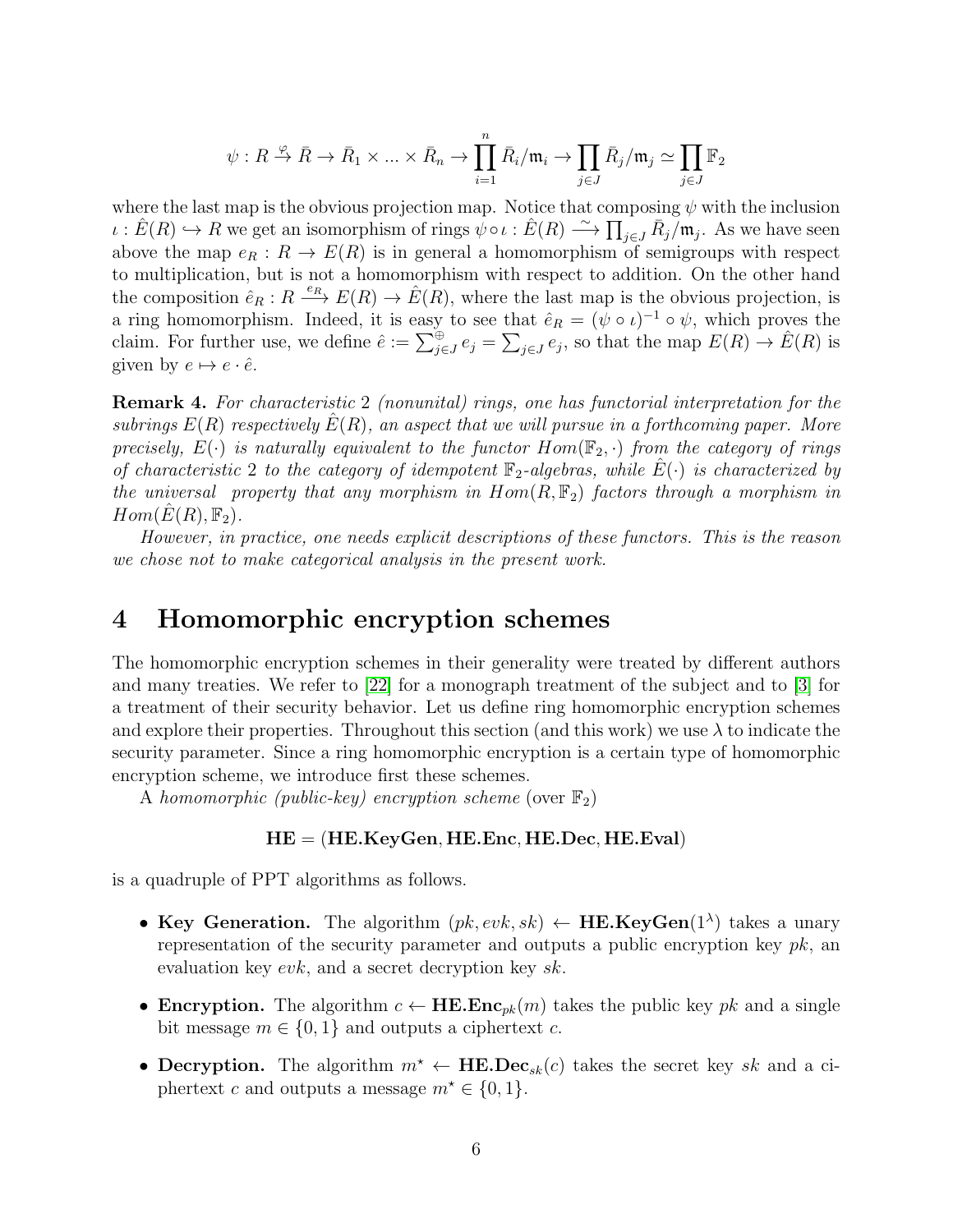$$\psi : R \xrightarrow{\varphi} \bar{R} \to \bar{R}_1 \times ... \times \bar{R}_n \to \prod_{i=1}^{n} \bar{R}_i/\mathfrak{m}_i \to \prod_{j\in J} \bar{R}_j/\mathfrak{m}_j \simeq \prod_{j\in J} \mathbb{F}_2$$

where the last map is the obvious projection map. Notice that composing $\psi$ with the inclusion $\iota : \hat{E}(R) \hookrightarrow R$ we get an isomorphism of rings $\psi \circ \iota : \hat{E}(R) \xrightarrow{\sim} \prod_{j\in J} \bar{R}_j/\mathfrak{m}_j$. As we have seen above the map $e_R : R \to E(R)$ is in general a homomorphism of semigroups with respect to multiplication, but is not a homomorphism with respect to addition. On the other hand the composition $\hat{e}_R : R \xrightarrow{e_R} E(R) \to \hat{E}(R)$, where the last map is the obvious projection, is a ring homomorphism. Indeed, it is easy to see that $\hat{e}_R = (\psi \circ \iota)^{-1} \circ \psi$, which proves the claim. For further use, we define $\hat{e} := \sum_{j\in J}^{\oplus} e_j = \sum_{j\in J} e_j$, so that the map $E(R) \to \hat{E}(R)$ is given by $e \mapsto e \cdot \hat{e}$.

**Remark 4.** *For characteristic* 2 *(nonunital) rings, one has functorial interpretation for the subrings $E(R)$ respectively $\hat{E}(R)$, an aspect that we will pursue in a forthcoming paper. More precisely, $E(\cdot)$ is naturally equivalent to the functor $Hom(\mathbb{F}_2, \cdot)$ from the category of rings of characteristic* 2 *to the category of idempotent $\mathbb{F}_2$-algebras, while $\hat{E}(\cdot)$ is characterized by the universal property that any morphism in $Hom(R, \mathbb{F}_2)$ factors through a morphism in $Hom(\hat{E}(R), \mathbb{F}_2)$.*

*However, in practice, one needs explicit descriptions of these functors. This is the reason we chose not to make categorical analysis in the present work.*

# 4 Homomorphic encryption schemes

The homomorphic encryption schemes in their generality were treated by different authors and many treaties. We refer to [22] for a monograph treatment of the subject and to [3] for a treatment of their security behavior. Let us define ring homomorphic encryption schemes and explore their properties. Throughout this section (and this work) we use $\lambda$ to indicate the security parameter. Since a ring homomorphic encryption is a certain type of homomorphic encryption scheme, we introduce first these schemes.

A *homomorphic (public-key) encryption scheme* (over $\mathbb{F}_2$)

$$\mathbf{HE} = (\mathbf{HE.KeyGen}, \mathbf{HE.Enc}, \mathbf{HE.Dec}, \mathbf{HE.Eval})$$

is a quadruple of PPT algorithms as follows.

- **Key Generation.** The algorithm $(pk, evk, sk) \leftarrow \mathbf{HE.KeyGen}(1^\lambda)$ takes a unary representation of the security parameter and outputs a public encryption key $pk$, an evaluation key $evk$, and a secret decryption key $sk$.
- **Encryption.** The algorithm $c \leftarrow \mathbf{HE.Enc}_{pk}(m)$ takes the public key $pk$ and a single bit message $m \in \{0, 1\}$ and outputs a ciphertext $c$.
- **Decryption.** The algorithm $m^\star \leftarrow \mathbf{HE.Dec}_{sk}(c)$ takes the secret key $sk$ and a ciphertext $c$ and outputs a message $m^\star \in \{0, 1\}$.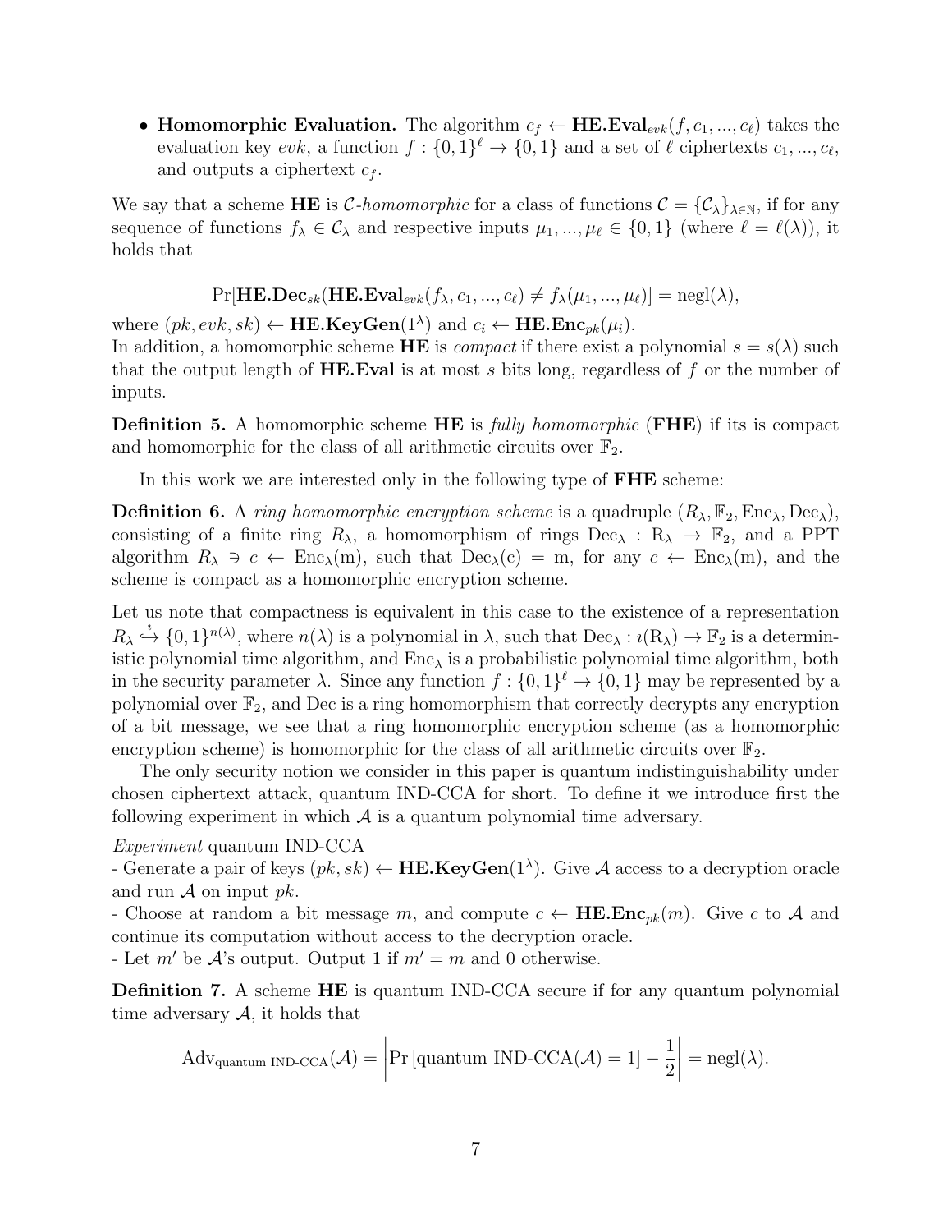- **Homomorphic Evaluation.** The algorithm $c_f \leftarrow \mathbf{HE.Eval}_{evk}(f, c_1, ..., c_\ell)$ takes the evaluation key $evk$, a function $f : \{0,1\}^\ell \to \{0,1\}$ and a set of $\ell$ ciphertexts $c_1, ..., c_\ell$, and outputs a ciphertext $c_f$.

We say that a scheme **HE** is *$\mathcal{C}$-homomorphic* for a class of functions $\mathcal{C} = \{\mathcal{C}_\lambda\}_{\lambda \in \mathbb{N}}$, if for any sequence of functions $f_\lambda \in \mathcal{C}_\lambda$ and respective inputs $\mu_1, ..., \mu_\ell \in \{0,1\}$ (where $\ell = \ell(\lambda)$), it holds that

$$\Pr[\mathbf{HE.Dec}_{sk}(\mathbf{HE.Eval}_{evk}(f_\lambda, c_1, ..., c_\ell) \neq f_\lambda(\mu_1, ..., \mu_\ell)] = \mathrm{negl}(\lambda),$$

where $(pk, evk, sk) \leftarrow \mathbf{HE.KeyGen}(1^\lambda)$ and $c_i \leftarrow \mathbf{HE.Enc}_{pk}(\mu_i)$.
In addition, a homomorphic scheme **HE** is *compact* if there exist a polynomial $s = s(\lambda)$ such that the output length of **HE.Eval** is at most $s$ bits long, regardless of $f$ or the number of inputs.

**Definition 5.** A homomorphic scheme **HE** is *fully homomorphic* (**FHE**) if its is compact and homomorphic for the class of all arithmetic circuits over $\mathbb{F}_2$.

In this work we are interested only in the following type of **FHE** scheme:

**Definition 6.** A *ring homomorphic encryption scheme* is a quadruple $(R_\lambda, \mathbb{F}_2, \mathrm{Enc}_\lambda, \mathrm{Dec}_\lambda)$, consisting of a finite ring $R_\lambda$, a homomorphism of rings $\mathrm{Dec}_\lambda : \mathrm{R}_\lambda \to \mathbb{F}_2$, and a PPT algorithm $R_\lambda \ni c \leftarrow \mathrm{Enc}_\lambda(\mathrm{m})$, such that $\mathrm{Dec}_\lambda(\mathrm{c}) = \mathrm{m}$, for any $c \leftarrow \mathrm{Enc}_\lambda(\mathrm{m})$, and the scheme is compact as a homomorphic encryption scheme.

Let us note that compactness is equivalent in this case to the existence of a representation $R_\lambda \overset{\imath}{\hookrightarrow} \{0,1\}^{n(\lambda)}$, where $n(\lambda)$ is a polynomial in $\lambda$, such that $\mathrm{Dec}_\lambda : \imath(\mathrm{R}_\lambda) \to \mathbb{F}_2$ is a deterministic polynomial time algorithm, and $\mathrm{Enc}_\lambda$ is a probabilistic polynomial time algorithm, both in the security parameter $\lambda$. Since any function $f : \{0,1\}^\ell \to \{0,1\}$ may be represented by a polynomial over $\mathbb{F}_2$, and Dec is a ring homomorphism that correctly decrypts any encryption of a bit message, we see that a ring homomorphic encryption scheme (as a homomorphic encryption scheme) is homomorphic for the class of all arithmetic circuits over $\mathbb{F}_2$.

The only security notion we consider in this paper is quantum indistinguishability under chosen ciphertext attack, quantum IND-CCA for short. To define it we introduce first the following experiment in which $\mathcal{A}$ is a quantum polynomial time adversary.

*Experiment* quantum IND-CCA
- Generate a pair of keys $(pk, sk) \leftarrow \mathbf{HE.KeyGen}(1^\lambda)$. Give $\mathcal{A}$ access to a decryption oracle and run $\mathcal{A}$ on input $pk$.
- Choose at random a bit message $m$, and compute $c \leftarrow \mathbf{HE.Enc}_{pk}(m)$. Give $c$ to $\mathcal{A}$ and continue its computation without access to the decryption oracle.
- Let $m'$ be $\mathcal{A}$'s output. Output 1 if $m' = m$ and 0 otherwise.

**Definition 7.** A scheme **HE** is quantum IND-CCA secure if for any quantum polynomial time adversary $\mathcal{A}$, it holds that

$$\mathrm{Adv}_{\text{quantum IND-CCA}}(\mathcal{A}) = \left| \Pr\left[\text{quantum IND-CCA}(\mathcal{A}) = 1\right] - \frac{1}{2} \right| = \mathrm{negl}(\lambda).$$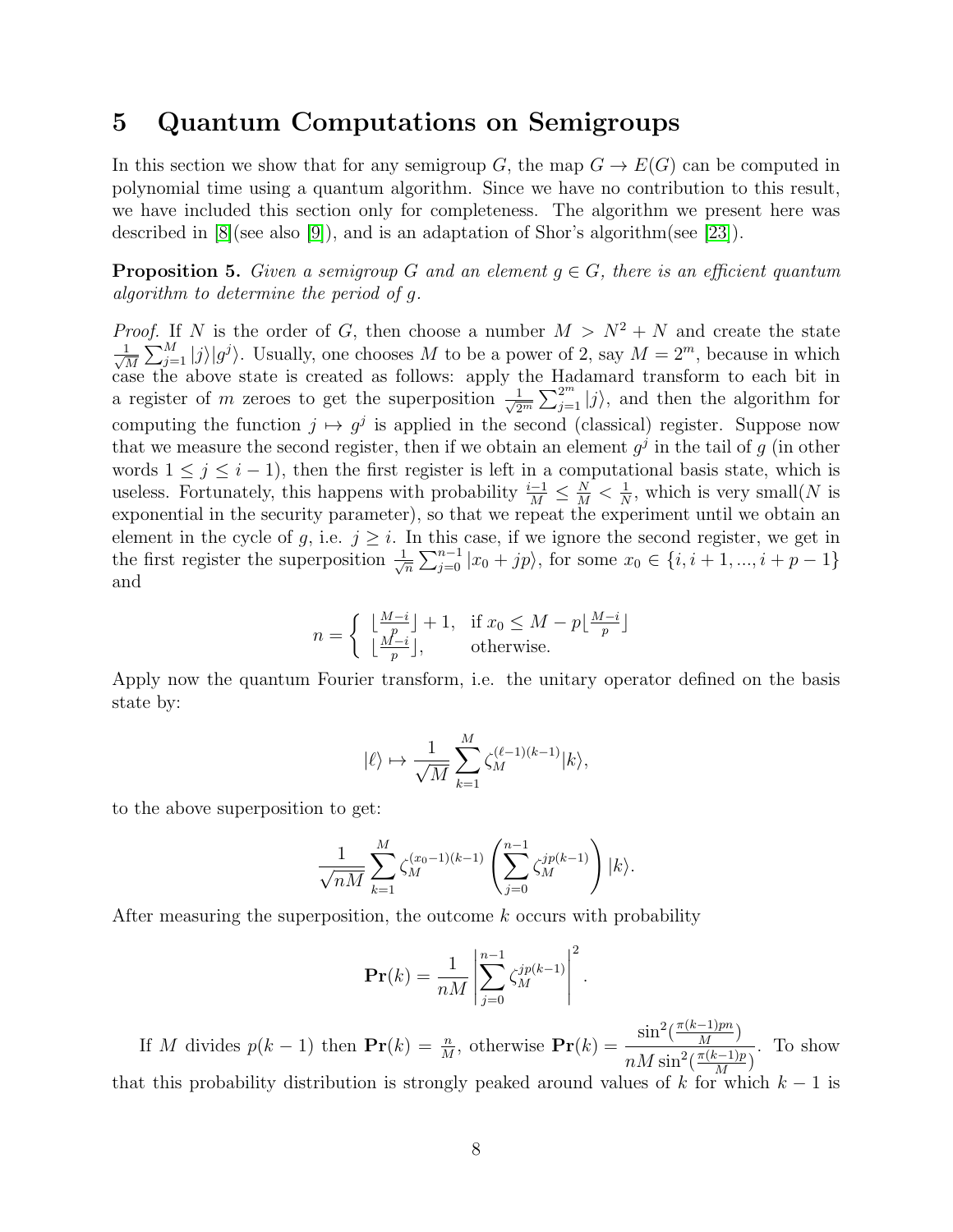# 5 Quantum Computations on Semigroups

In this section we show that for any semigroup $G$, the map $G \to E(G)$ can be computed in polynomial time using a quantum algorithm. Since we have no contribution to this result, we have included this section only for completeness. The algorithm we present here was described in [8](see also [9]), and is an adaptation of Shor's algorithm(see [23]).

**Proposition 5.** *Given a semigroup $G$ and an element $g \in G$, there is an efficient quantum algorithm to determine the period of $g$.*

*Proof.* If $N$ is the order of $G$, then choose a number $M > N^2 + N$ and create the state $\frac{1}{\sqrt{M}} \sum_{j=1}^{M} |j\rangle|g^j\rangle$. Usually, one chooses $M$ to be a power of 2, say $M = 2^m$, because in which case the above state is created as follows: apply the Hadamard transform to each bit in a register of $m$ zeroes to get the superposition $\frac{1}{\sqrt{2^m}} \sum_{j=1}^{2^m} |j\rangle$, and then the algorithm for computing the function $j \mapsto g^j$ is applied in the second (classical) register. Suppose now that we measure the second register, then if we obtain an element $g^j$ in the tail of $g$ (in other words $1 \le j \le i-1$), then the first register is left in a computational basis state, which is useless. Fortunately, this happens with probability $\frac{i-1}{M} \le \frac{N}{M} < \frac{1}{N}$, which is very small($N$ is exponential in the security parameter), so that we repeat the experiment until we obtain an element in the cycle of $g$, i.e. $j \ge i$. In this case, if we ignore the second register, we get in the first register the superposition $\frac{1}{\sqrt{n}} \sum_{j=0}^{n-1} |x_0 + jp\rangle$, for some $x_0 \in \{i, i+1, ..., i+p-1\}$ and

$$n = \begin{cases} \lfloor \frac{M-i}{p} \rfloor + 1, & \text{if } x_0 \le M - p\lfloor \frac{M-i}{p} \rfloor \\ \lfloor \frac{M-i}{p} \rfloor, & \text{otherwise.} \end{cases}$$

Apply now the quantum Fourier transform, i.e. the unitary operator defined on the basis state by:

$$|\ell\rangle \mapsto \frac{1}{\sqrt{M}} \sum_{k=1}^{M} \zeta_M^{(\ell-1)(k-1)} |k\rangle,$$

to the above superposition to get:

$$\frac{1}{\sqrt{nM}} \sum_{k=1}^{M} \zeta_M^{(x_0-1)(k-1)} \left( \sum_{j=0}^{n-1} \zeta_M^{jp(k-1)} \right) |k\rangle.$$

After measuring the superposition, the outcome $k$ occurs with probability

$$\mathbf{Pr}(k) = \frac{1}{nM} \left| \sum_{j=0}^{n-1} \zeta_M^{jp(k-1)} \right|^2.$$

If $M$ divides $p(k-1)$ then $\mathbf{Pr}(k) = \frac{n}{M}$, otherwise $\mathbf{Pr}(k) = \dfrac{\sin^2(\frac{\pi(k-1)pn}{M})}{nM \sin^2(\frac{\pi(k-1)p}{M})}$. To show that this probability distribution is strongly peaked around values of $k$ for which $k-1$ is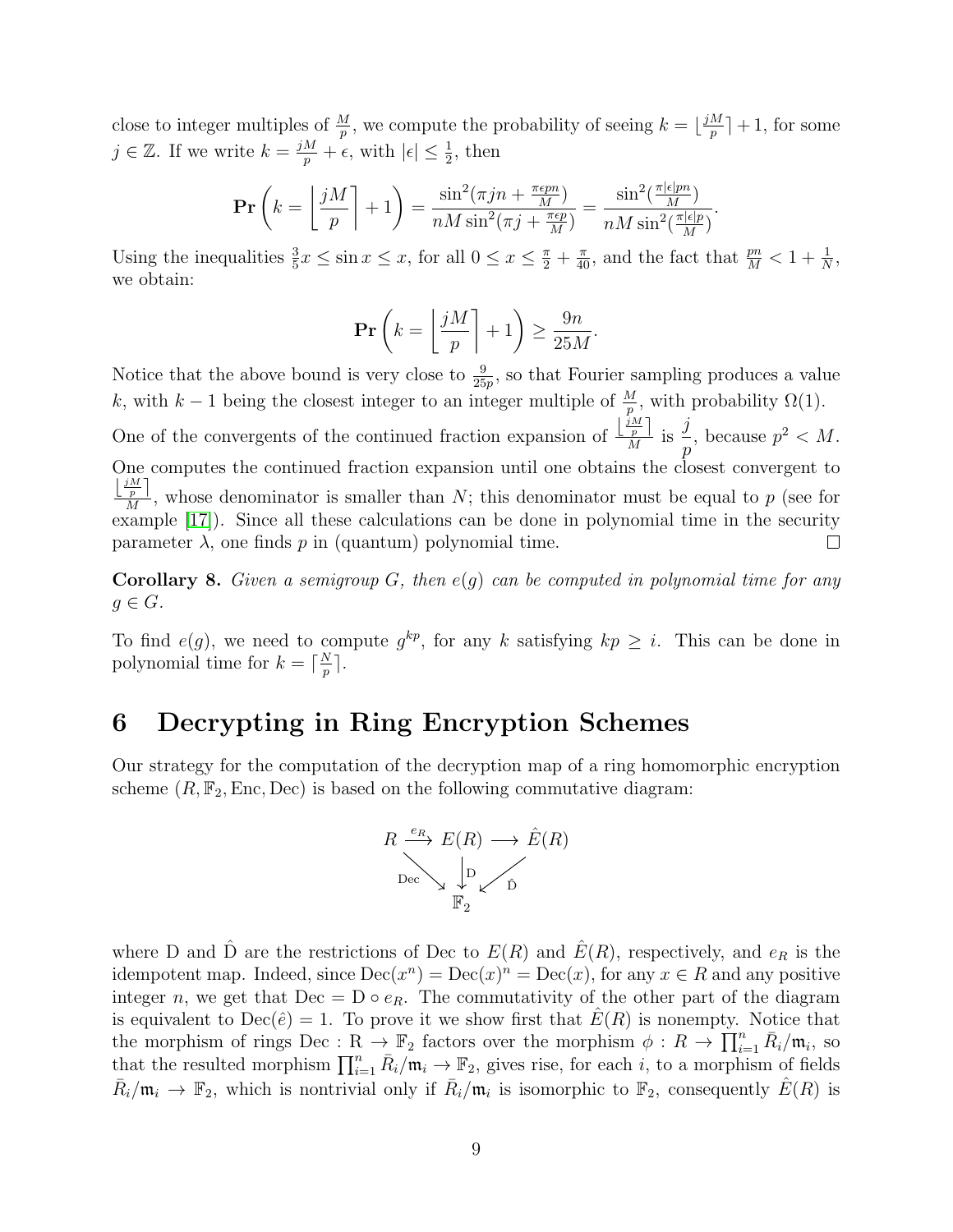close to integer multiples of $\frac{M}{p}$, we compute the probability of seeing $k = \lfloor \frac{jM}{p} \rceil + 1$, for some $j \in \mathbb{Z}$. If we write $k = \frac{jM}{p} + \epsilon$, with $|\epsilon| \leq \frac{1}{2}$, then

$$\mathbf{Pr}\left(k = \left\lfloor \frac{jM}{p} \right\rceil + 1\right) = \frac{\sin^2(\pi jn + \frac{\pi \epsilon pn}{M})}{nM\sin^2(\pi j + \frac{\pi \epsilon p}{M})} = \frac{\sin^2(\frac{\pi|\epsilon|pn}{M})}{nM\sin^2(\frac{\pi|\epsilon|p}{M})}.$$

Using the inequalities $\frac{3}{5}x \leq \sin x \leq x$, for all $0 \leq x \leq \frac{\pi}{2} + \frac{\pi}{40}$, and the fact that $\frac{pn}{M} < 1 + \frac{1}{N}$, we obtain:

$$\mathbf{Pr}\left(k = \left\lfloor \frac{jM}{p} \right\rceil + 1\right) \geq \frac{9n}{25M}.$$

Notice that the above bound is very close to $\frac{9}{25p}$, so that Fourier sampling produces a value $k$, with $k-1$ being the closest integer to an integer multiple of $\frac{M}{p}$, with probability $\Omega(1)$.

One of the convergents of the continued fraction expansion of $\frac{\lfloor \frac{jM}{p} \rceil}{M}$ is $\frac{j}{p}$, because $p^2 < M$. One computes the continued fraction expansion until one obtains the closest convergent to $\frac{\lfloor \frac{jM}{p} \rceil}{M}$, whose denominator is smaller than $N$; this denominator must be equal to $p$ (see for example [17]). Since all these calculations can be done in polynomial time in the security parameter $\lambda$, one finds $p$ in (quantum) polynomial time. □

**Corollary 8.** *Given a semigroup $G$, then $e(g)$ can be computed in polynomial time for any $g \in G$.*

To find $e(g)$, we need to compute $g^{kp}$, for any $k$ satisfying $kp \geq i$. This can be done in polynomial time for $k = \lceil \frac{N}{p} \rceil$.

# 6 Decrypting in Ring Encryption Schemes

Our strategy for the computation of the decryption map of a ring homomorphic encryption scheme $(R, \mathbb{F}_2, \mathrm{Enc}, \mathrm{Dec})$ is based on the following commutative diagram:

$$\begin{array}{ccccc} R & \xrightarrow{e_R} & E(R) & \longrightarrow & \hat{E}(R) \\ & \searrow^{\mathrm{Dec}} & \downarrow^{\mathrm{D}} & \swarrow^{\hat{\mathrm{D}}} & \\ & & \mathbb{F}_2 & & \end{array}$$

where D and $\hat{\mathrm{D}}$ are the restrictions of Dec to $E(R)$ and $\hat{E}(R)$, respectively, and $e_R$ is the idempotent map. Indeed, since $\mathrm{Dec}(x^n) = \mathrm{Dec}(x)^n = \mathrm{Dec}(x)$, for any $x \in R$ and any positive integer $n$, we get that $\mathrm{Dec} = \mathrm{D} \circ e_R$. The commutativity of the other part of the diagram is equivalent to $\mathrm{Dec}(\hat{e}) = 1$. To prove it we show first that $\hat{E}(R)$ is nonempty. Notice that the morphism of rings $\mathrm{Dec} : \mathrm{R} \to \mathbb{F}_2$ factors over the morphism $\phi : R \to \prod_{i=1}^n \bar{R}_i/\mathfrak{m}_i$, so that the resulted morphism $\prod_{i=1}^n \bar{R}_i/\mathfrak{m}_i \to \mathbb{F}_2$, gives rise, for each $i$, to a morphism of fields $\bar{R}_i/\mathfrak{m}_i \to \mathbb{F}_2$, which is nontrivial only if $\bar{R}_i/\mathfrak{m}_i$ is isomorphic to $\mathbb{F}_2$, consequently $\hat{E}(R)$ is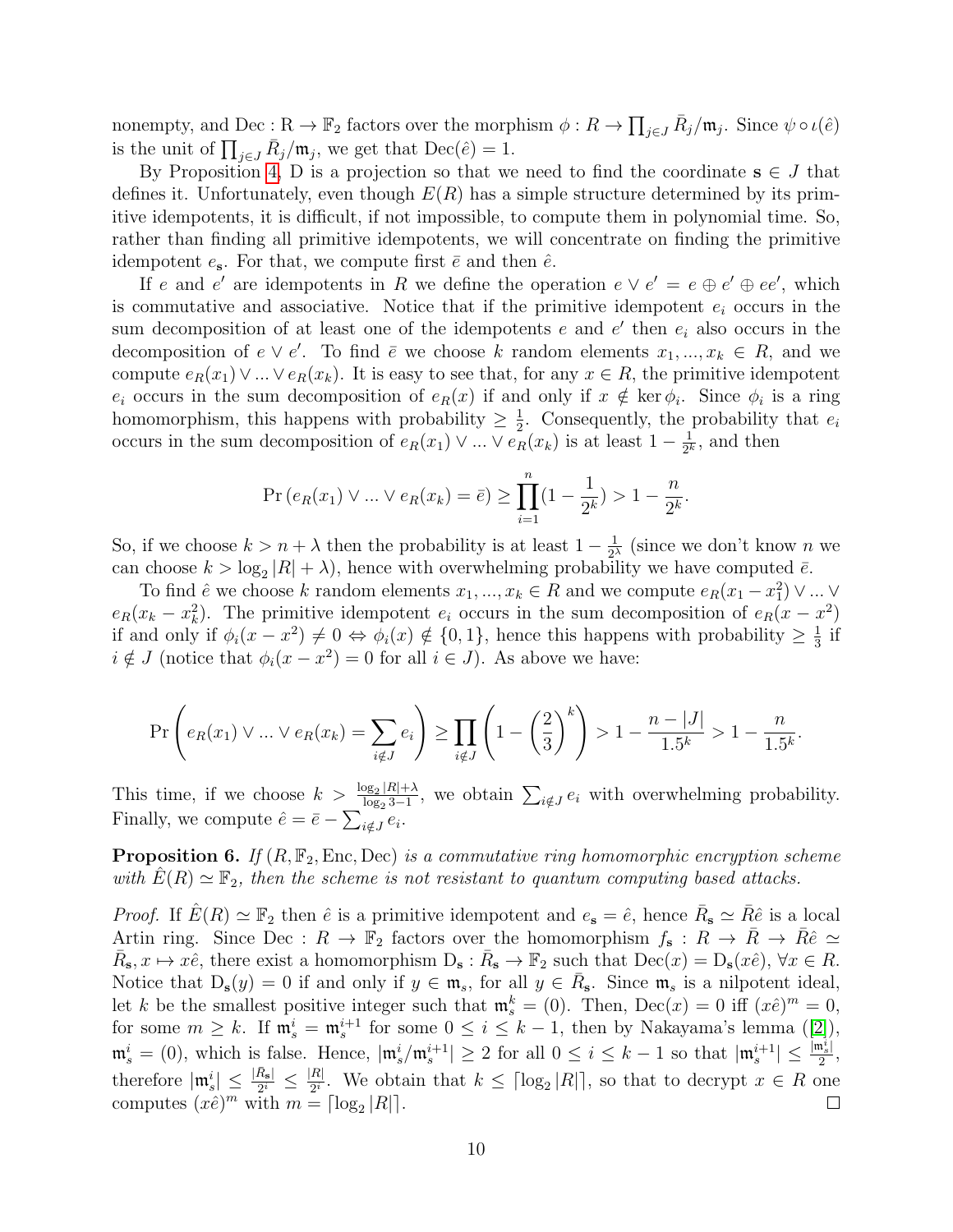nonempty, and $\text{Dec} : \text{R} \to \mathbb{F}_2$ factors over the morphism $\phi : R \to \prod_{j \in J} \bar{R}_j/\mathfrak{m}_j$. Since $\psi \circ \iota(\hat{e})$ is the unit of $\prod_{j \in J} \bar{R}_j/\mathfrak{m}_j$, we get that $\text{Dec}(\hat{e}) = 1$.

By Proposition 4, D is a projection so that we need to find the coordinate $\mathbf{s} \in J$ that defines it. Unfortunately, even though $E(R)$ has a simple structure determined by its primitive idempotents, it is difficult, if not impossible, to compute them in polynomial time. So, rather than finding all primitive idempotents, we will concentrate on finding the primitive idempotent $e_{\mathbf{s}}$. For that, we compute first $\bar{e}$ and then $\hat{e}$.

If $e$ and $e'$ are idempotents in $R$ we define the operation $e \vee e' = e \oplus e' \oplus ee'$, which is commutative and associative. Notice that if the primitive idempotent $e_i$ occurs in the sum decomposition of at least one of the idempotents $e$ and $e'$ then $e_i$ also occurs in the decomposition of $e \vee e'$. To find $\bar{e}$ we choose $k$ random elements $x_1, ..., x_k \in R$, and we compute $e_R(x_1) \vee ... \vee e_R(x_k)$. It is easy to see that, for any $x \in R$, the primitive idempotent $e_i$ occurs in the sum decomposition of $e_R(x)$ if and only if $x \notin \ker \phi_i$. Since $\phi_i$ is a ring homomorphism, this happens with probability $\geq \frac{1}{2}$. Consequently, the probability that $e_i$ occurs in the sum decomposition of $e_R(x_1) \vee ... \vee e_R(x_k)$ is at least $1 - \frac{1}{2^k}$, and then

$$\Pr\left(e_R(x_1) \vee ... \vee e_R(x_k) = \bar{e}\right) \geq \prod_{i=1}^{n} \left(1 - \frac{1}{2^k}\right) > 1 - \frac{n}{2^k}.$$

So, if we choose $k > n + \lambda$ then the probability is at least $1 - \frac{1}{2^\lambda}$ (since we don't know $n$ we can choose $k > \log_2 |R| + \lambda$), hence with overwhelming probability we have computed $\bar{e}$.

To find $\hat{e}$ we choose $k$ random elements $x_1, ..., x_k \in R$ and we compute $e_R(x_1 - x_1^2) \vee ... \vee e_R(x_k - x_k^2)$. The primitive idempotent $e_i$ occurs in the sum decomposition of $e_R(x - x^2)$ if and only if $\phi_i(x - x^2) \neq 0 \Leftrightarrow \phi_i(x) \notin \{0, 1\}$, hence this happens with probability $\geq \frac{1}{3}$ if $i \notin J$ (notice that $\phi_i(x - x^2) = 0$ for all $i \in J$). As above we have:

$$\Pr\left(e_R(x_1) \vee ... \vee e_R(x_k) = \sum_{i \notin J} e_i\right) \geq \prod_{i \notin J} \left(1 - \left(\frac{2}{3}\right)^k\right) > 1 - \frac{n - |J|}{1.5^k} > 1 - \frac{n}{1.5^k}.$$

This time, if we choose $k > \frac{\log_2 |R| + \lambda}{\log_2 3 - 1}$, we obtain $\sum_{i \notin J} e_i$ with overwhelming probability. Finally, we compute $\hat{e} = \bar{e} - \sum_{i \notin J} e_i$.

**Proposition 6.** *If $(R, \mathbb{F}_2, \text{Enc}, \text{Dec})$ is a commutative ring homomorphic encryption scheme with $\hat{E}(R) \simeq \mathbb{F}_2$, then the scheme is not resistant to quantum computing based attacks.*

*Proof.* If $\hat{E}(R) \simeq \mathbb{F}_2$ then $\hat{e}$ is a primitive idempotent and $e_{\mathbf{s}} = \hat{e}$, hence $\bar{R}_{\mathbf{s}} \simeq \bar{R}\hat{e}$ is a local Artin ring. Since $\text{Dec} : R \to \mathbb{F}_2$ factors over the homomorphism $f_{\mathbf{s}} : R \to \bar{R} \to \bar{R}\hat{e} \simeq \bar{R}_{\mathbf{s}}, x \mapsto x\hat{e}$, there exist a homomorphism $\text{D}_{\mathbf{s}} : \bar{R}_{\mathbf{s}} \to \mathbb{F}_2$ such that $\text{Dec}(x) = \text{D}_{\mathbf{s}}(x\hat{e})$, $\forall x \in R$. Notice that $\text{D}_{\mathbf{s}}(y) = 0$ if and only if $y \in \mathfrak{m}_s$, for all $y \in \bar{R}_{\mathbf{s}}$. Since $\mathfrak{m}_s$ is a nilpotent ideal, let $k$ be the smallest positive integer such that $\mathfrak{m}_s^k = (0)$. Then, $\text{Dec}(x) = 0$ iff $(x\hat{e})^m = 0$, for some $m \geq k$. If $\mathfrak{m}_s^i = \mathfrak{m}_s^{i+1}$ for some $0 \leq i \leq k - 1$, then by Nakayama's lemma ([2]), $\mathfrak{m}_s^i = (0)$, which is false. Hence, $|\mathfrak{m}_s^i/\mathfrak{m}_s^{i+1}| \geq 2$ for all $0 \leq i \leq k - 1$ so that $|\mathfrak{m}_s^{i+1}| \leq \frac{|\mathfrak{m}_s^i|}{2}$, therefore $|\mathfrak{m}_s^i| \leq \frac{|\bar{R}_{\mathbf{s}}|}{2^i} \leq \frac{|R|}{2^i}$. We obtain that $k \leq \lceil \log_2 |R| \rceil$, so that to decrypt $x \in R$ one computes $(x\hat{e})^m$ with $m = \lceil \log_2 |R| \rceil$. $\square$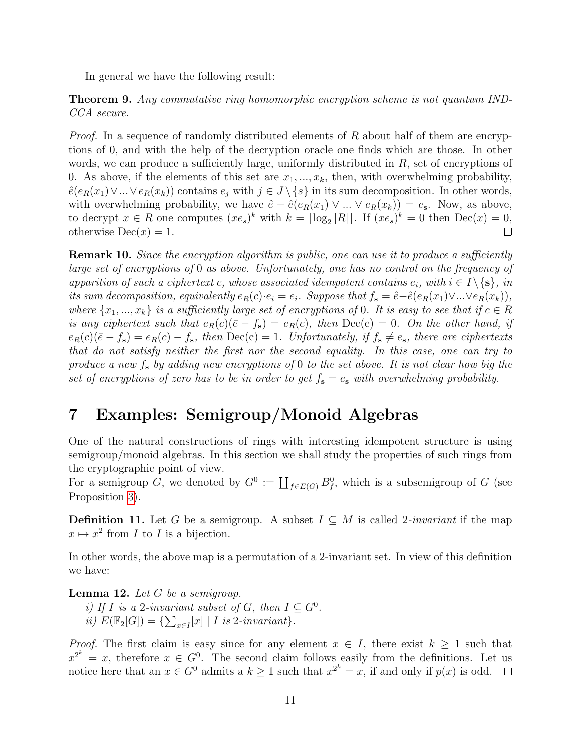In general we have the following result:

**Theorem 9.** *Any commutative ring homomorphic encryption scheme is not quantum IND-CCA secure.*

*Proof.* In a sequence of randomly distributed elements of $R$ about half of them are encryptions of 0, and with the help of the decryption oracle one finds which are those. In other words, we can produce a sufficiently large, uniformly distributed in $R$, set of encryptions of 0. As above, if the elements of this set are $x_1, ..., x_k$, then, with overwhelming probability, $\hat{e}(e_R(x_1) \vee ... \vee e_R(x_k))$ contains $e_j$ with $j \in J \setminus \{s\}$ in its sum decomposition. In other words, with overwhelming probability, we have $\hat{e} - \hat{e}(e_R(x_1) \vee ... \vee e_R(x_k)) = e_{\mathbf{s}}$. Now, as above, to decrypt $x \in R$ one computes $(xe_s)^k$ with $k = \lceil \log_2 |R| \rceil$. If $(xe_s)^k = 0$ then $\mathrm{Dec}(x) = 0$, otherwise $\mathrm{Dec}(x) = 1$. $\square$

**Remark 10.** *Since the encryption algorithm is public, one can use it to produce a sufficiently large set of encryptions of* 0 *as above. Unfortunately, one has no control on the frequency of apparition of such a ciphertext* $c$*, whose associated idempotent contains* $e_i$*, with* $i \in I \setminus \{\mathbf{s}\}$*, in its sum decomposition, equivalently* $e_R(c) \cdot e_i = e_i$*. Suppose that* $f_{\mathbf{s}} = \hat{e} - \hat{e}(e_R(x_1) \vee ... \vee e_R(x_k))$*, where* $\{x_1, ..., x_k\}$ *is a sufficiently large set of encryptions of* 0*. It is easy to see that if* $c \in R$ *is any ciphertext such that* $e_R(c)(\bar{e} - f_{\mathbf{s}}) = e_R(c)$*, then* $\mathrm{Dec(c)} = 0$*. On the other hand, if* $e_R(c)(\bar{e} - f_{\mathbf{s}}) = e_R(c) - f_{\mathbf{s}}$*, then* $\mathrm{Dec(c)} = 1$*. Unfortunately, if* $f_{\mathbf{s}} \neq e_{\mathbf{s}}$*, there are ciphertexts that do not satisfy neither the first nor the second equality. In this case, one can try to produce a new* $f_{\mathbf{s}}$ *by adding new encryptions of* 0 *to the set above. It is not clear how big the set of encryptions of zero has to be in order to get* $f_{\mathbf{s}} = e_{\mathbf{s}}$ *with overwhelming probability.*

# 7 Examples: Semigroup/Monoid Algebras

One of the natural constructions of rings with interesting idempotent structure is using semigroup/monoid algebras. In this section we shall study the properties of such rings from the cryptographic point of view.

For a semigroup $G$, we denoted by $G^0 := \coprod_{f \in E(G)} B_f^0$, which is a subsemigroup of $G$ (see Proposition 3).

**Definition 11.** Let $G$ be a semigroup. A subset $I \subseteq M$ is called 2-*invariant* if the map $x \mapsto x^2$ from $I$ to $I$ is a bijection.

In other words, the above map is a permutation of a 2-invariant set. In view of this definition we have:

**Lemma 12.** *Let* $G$ *be a semigroup.*

*i) If* $I$ *is a* 2*-invariant subset of* $G$*, then* $I \subseteq G^0$*.*

*ii)* $E(\mathbb{F}_2[G]) = \{\sum_{x \in I} [x] \mid I \text{ is 2-invariant}\}$*.*

*Proof.* The first claim is easy since for any element $x \in I$, there exist $k \geq 1$ such that $x^{2^k} = x$, therefore $x \in G^0$. The second claim follows easily from the definitions. Let us notice here that an $x \in G^0$ admits a $k \geq 1$ such that $x^{2^k} = x$, if and only if $p(x)$ is odd. $\square$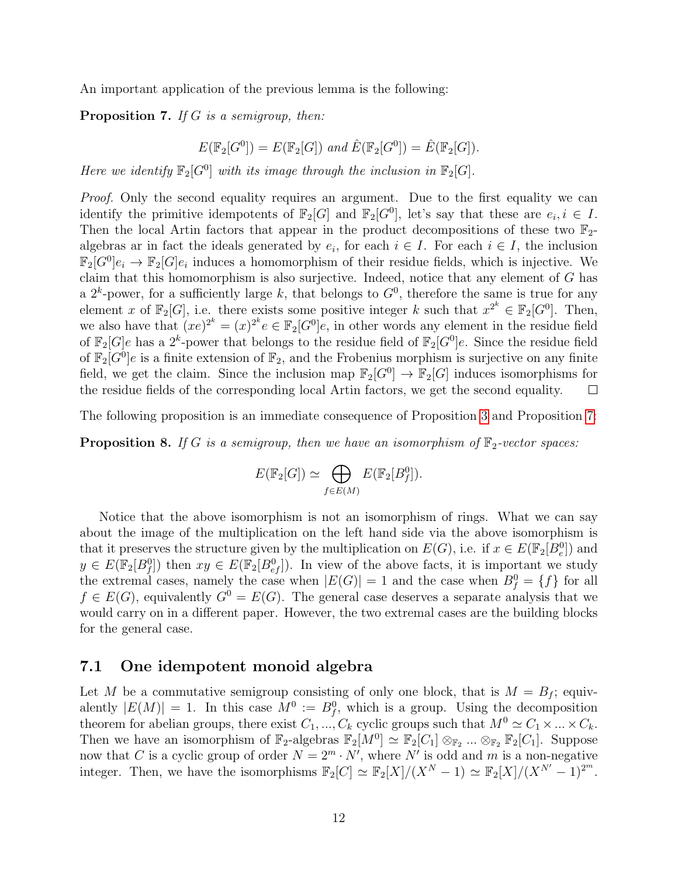An important application of the previous lemma is the following:

**Proposition 7.** *If $G$ is a semigroup, then:*

$$E(\mathbb{F}_2[G^0]) = E(\mathbb{F}_2[G]) \text{ and } \hat{E}(\mathbb{F}_2[G^0]) = \hat{E}(\mathbb{F}_2[G]).$$

*Here we identify $\mathbb{F}_2[G^0]$ with its image through the inclusion in $\mathbb{F}_2[G]$.*

*Proof.* Only the second equality requires an argument. Due to the first equality we can identify the primitive idempotents of $\mathbb{F}_2[G]$ and $\mathbb{F}_2[G^0]$, let's say that these are $e_i, i \in I$. Then the local Artin factors that appear in the product decompositions of these two $\mathbb{F}_2$-algebras ar in fact the ideals generated by $e_i$, for each $i \in I$. For each $i \in I$, the inclusion $\mathbb{F}_2[G^0]e_i \to \mathbb{F}_2[G]e_i$ induces a homomorphism of their residue fields, which is injective. We claim that this homomorphism is also surjective. Indeed, notice that any element of $G$ has a $2^k$-power, for a sufficiently large $k$, that belongs to $G^0$, therefore the same is true for any element $x$ of $\mathbb{F}_2[G]$, i.e. there exists some positive integer $k$ such that $x^{2^k} \in \mathbb{F}_2[G^0]$. Then, we also have that $(xe)^{2^k} = (x)^{2^k}e \in \mathbb{F}_2[G^0]e$, in other words any element in the residue field of $\mathbb{F}_2[G]e$ has a $2^k$-power that belongs to the residue field of $\mathbb{F}_2[G^0]e$. Since the residue field of $\mathbb{F}_2[G^0]e$ is a finite extension of $\mathbb{F}_2$, and the Frobenius morphism is surjective on any finite field, we get the claim. Since the inclusion map $\mathbb{F}_2[G^0] \to \mathbb{F}_2[G]$ induces isomorphisms for the residue fields of the corresponding local Artin factors, we get the second equality. □

The following proposition is an immediate consequence of Proposition 3 and Proposition 7:

**Proposition 8.** *If $G$ is a semigroup, then we have an isomorphism of $\mathbb{F}_2$-vector spaces:*

$$E(\mathbb{F}_2[G]) \simeq \bigoplus_{f \in E(M)} E(\mathbb{F}_2[B_f^0]).$$

Notice that the above isomorphism is not an isomorphism of rings. What we can say about the image of the multiplication on the left hand side via the above isomorphism is that it preserves the structure given by the multiplication on $E(G)$, i.e. if $x \in E(\mathbb{F}_2[B_e^0])$ and $y \in E(\mathbb{F}_2[B_f^0])$ then $xy \in E(\mathbb{F}_2[B_{ef}^0])$. In view of the above facts, it is important we study the extremal cases, namely the case when $|E(G)| = 1$ and the case when $B_f^0 = \{f\}$ for all $f \in E(G)$, equivalently $G^0 = E(G)$. The general case deserves a separate analysis that we would carry on in a different paper. However, the two extremal cases are the building blocks for the general case.

### 7.1 One idempotent monoid algebra

Let $M$ be a commutative semigroup consisting of only one block, that is $M = B_f$; equivalently $|E(M)| = 1$. In this case $M^0 := B_f^0$, which is a group. Using the decomposition theorem for abelian groups, there exist $C_1, ..., C_k$ cyclic groups such that $M^0 \simeq C_1 \times ... \times C_k$. Then we have an isomorphism of $\mathbb{F}_2$-algebras $\mathbb{F}_2[M^0] \simeq \mathbb{F}_2[C_1] \otimes_{\mathbb{F}_2} ... \otimes_{\mathbb{F}_2} \mathbb{F}_2[C_1]$. Suppose now that $C$ is a cyclic group of order $N = 2^m \cdot N'$, where $N'$ is odd and $m$ is a non-negative integer. Then, we have the isomorphisms $\mathbb{F}_2[C] \simeq \mathbb{F}_2[X]/(X^N - 1) \simeq \mathbb{F}_2[X]/(X^{N'} - 1)^{2^m}$.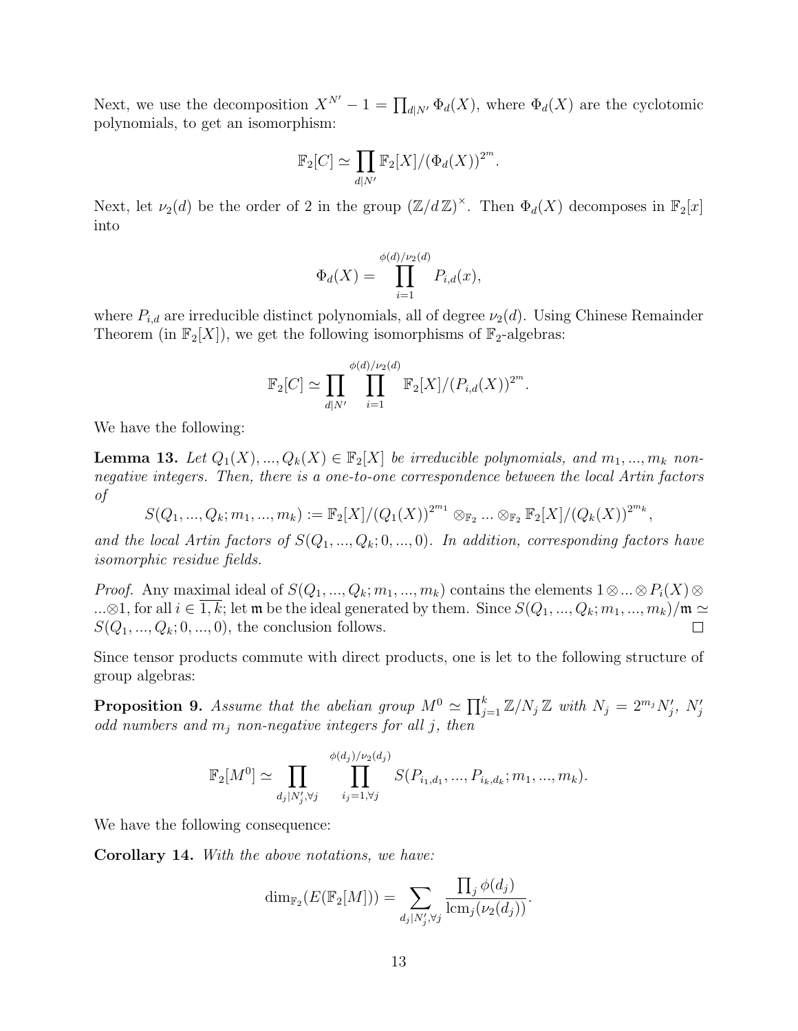Next, we use the decomposition $X^{N'}-1=\prod_{d|N'}\Phi_d(X)$, where $\Phi_d(X)$ are the cyclotomic polynomials, to get an isomorphism:

$$\mathbb{F}_2[C]\simeq\prod_{d|N'}\mathbb{F}_2[X]/(\Phi_d(X))^{2^m}.$$

Next, let $\nu_2(d)$ be the order of 2 in the group $(\mathbb{Z}/d\,\mathbb{Z})^{\times}$. Then $\Phi_d(X)$ decomposes in $\mathbb{F}_2[x]$ into

$$\Phi_d(X)=\prod_{i=1}^{\phi(d)/\nu_2(d)}P_{i,d}(x),$$

where $P_{i,d}$ are irreducible distinct polynomials, all of degree $\nu_2(d)$. Using Chinese Remainder Theorem (in $\mathbb{F}_2[X]$), we get the following isomorphisms of $\mathbb{F}_2$-algebras:

$$\mathbb{F}_2[C]\simeq\prod_{d|N'}\prod_{i=1}^{\phi(d)/\nu_2(d)}\mathbb{F}_2[X]/(P_{i,d}(X))^{2^m}.$$

We have the following:

**Lemma 13.** *Let $Q_1(X),...,Q_k(X)\in\mathbb{F}_2[X]$ be irreducible polynomials, and $m_1,...,m_k$ non-negative integers. Then, there is a one-to-one correspondence between the local Artin factors of*

$$S(Q_1,...,Q_k;m_1,...,m_k):=\mathbb{F}_2[X]/(Q_1(X))^{2^{m_1}}\otimes_{\mathbb{F}_2}...\otimes_{\mathbb{F}_2}\mathbb{F}_2[X]/(Q_k(X))^{2^{m_k}},$$

*and the local Artin factors of $S(Q_1,...,Q_k;0,...,0)$. In addition, corresponding factors have isomorphic residue fields.*

*Proof.* Any maximal ideal of $S(Q_1,...,Q_k;m_1,...,m_k)$ contains the elements $1\otimes...\otimes P_i(X)\otimes...\otimes 1$, for all $i\in\overline{1,k}$; let $\mathfrak{m}$ be the ideal generated by them. Since $S(Q_1,...,Q_k;m_1,...,m_k)/\mathfrak{m}\simeq S(Q_1,...,Q_k;0,...,0)$, the conclusion follows. □

Since tensor products commute with direct products, one is let to the following structure of group algebras:

**Proposition 9.** *Assume that the abelian group $M^0\simeq\prod_{j=1}^{k}\mathbb{Z}/N_j\,\mathbb{Z}$ with $N_j=2^{m_j}N_j'$, $N_j'$ odd numbers and $m_j$ non-negative integers for all $j$, then*

$$\mathbb{F}_2[M^0]\simeq\prod_{d_j|N_j',\forall j}\prod_{i_j=1,\forall j}^{\phi(d_j)/\nu_2(d_j)}S(P_{i_1,d_1},...,P_{i_k,d_k};m_1,...,m_k).$$

We have the following consequence:

**Corollary 14.** *With the above notations, we have:*

$$\dim_{\mathbb{F}_2}(E(\mathbb{F}_2[M]))=\sum_{d_j|N_j',\forall j}\frac{\prod_j\phi(d_j)}{\mathrm{lcm}_j(\nu_2(d_j))}.$$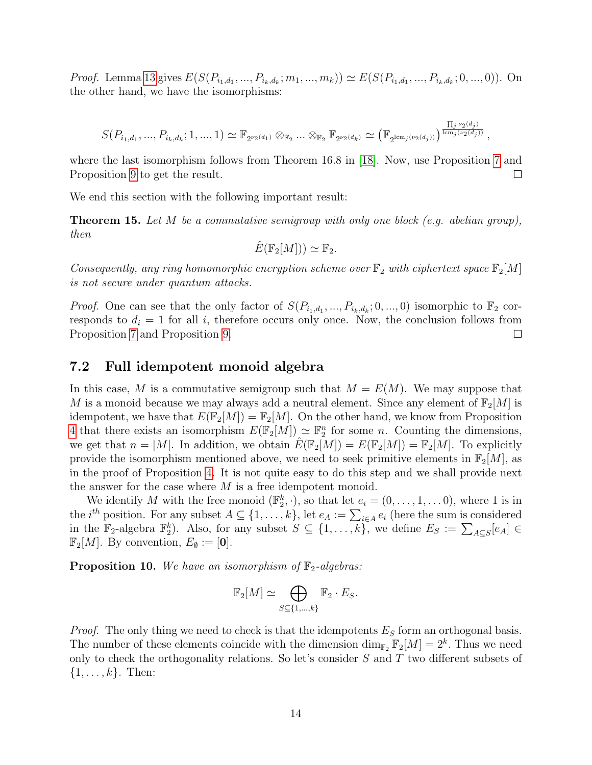*Proof.* Lemma 13 gives $E(S(P_{i_1,d_1},...,P_{i_k,d_k};m_1,...,m_k)) \simeq E(S(P_{i_1,d_1},...,P_{i_k,d_k};0,...,0))$. On the other hand, we have the isomorphisms:

$$S(P_{i_1,d_1},...,P_{i_k,d_k};1,...,1) \simeq \mathbb{F}_{2^{\nu_2(d_1)}} \otimes_{\mathbb{F}_2} ... \otimes_{\mathbb{F}_2} \mathbb{F}_{2^{\nu_2(d_k)}} \simeq \left(\mathbb{F}_{2^{\mathrm{lcm}_j(\nu_2(d_j))}}\right)^{\frac{\prod_j \nu_2(d_j)}{\mathrm{lcm}_j(\nu_2(d_j))}},$$

where the last isomorphism follows from Theorem 16.8 in [18]. Now, use Proposition 7 and Proposition 9 to get the result. □

We end this section with the following important result:

**Theorem 15.** *Let $M$ be a commutative semigroup with only one block (e.g. abelian group), then*

$$\hat{E}(\mathbb{F}_2[M])) \simeq \mathbb{F}_2.$$

*Consequently, any ring homomorphic encryption scheme over $\mathbb{F}_2$ with ciphertext space $\mathbb{F}_2[M]$ is not secure under quantum attacks.*

*Proof.* One can see that the only factor of $S(P_{i_1,d_1},...,P_{i_k,d_k};0,...,0)$ isomorphic to $\mathbb{F}_2$ corresponds to $d_i = 1$ for all $i$, therefore occurs only once. Now, the conclusion follows from Proposition 7 and Proposition 9. □

## 7.2 Full idempotent monoid algebra

In this case, $M$ is a commutative semigroup such that $M = E(M)$. We may suppose that $M$ is a monoid because we may always add a neutral element. Since any element of $\mathbb{F}_2[M]$ is idempotent, we have that $E(\mathbb{F}_2[M]) = \mathbb{F}_2[M]$. On the other hand, we know from Proposition 4 that there exists an isomorphism $E(\mathbb{F}_2[M]) \simeq \mathbb{F}_2^n$ for some $n$. Counting the dimensions, we get that $n = |M|$. In addition, we obtain $\hat{E}(\mathbb{F}_2[M]) = E(\mathbb{F}_2[M]) = \mathbb{F}_2[M]$. To explicitly provide the isomorphism mentioned above, we need to seek primitive elements in $\mathbb{F}_2[M]$, as in the proof of Proposition 4. It is not quite easy to do this step and we shall provide next the answer for the case where $M$ is a free idempotent monoid.

We identify $M$ with the free monoid $(\mathbb{F}_2^k, \cdot)$, so that let $e_i = (0, \ldots, 1, \ldots 0)$, where 1 is in the $i^{th}$ position. For any subset $A \subseteq \{1, \ldots, k\}$, let $e_A := \sum_{i \in A} e_i$ (here the sum is considered in the $\mathbb{F}_2$-algebra $\mathbb{F}_2^k$). Also, for any subset $S \subseteq \{1, \ldots, k\}$, we define $E_S := \sum_{A \subseteq S} [e_A] \in \mathbb{F}_2[M]$. By convention, $E_\emptyset := [\mathbf{0}]$.

**Proposition 10.** *We have an isomorphism of $\mathbb{F}_2$-algebras:*

$$\mathbb{F}_2[M] \simeq \bigoplus_{S \subseteq \{1,\ldots,k\}} \mathbb{F}_2 \cdot E_S.$$

*Proof.* The only thing we need to check is that the idempotents $E_S$ form an orthogonal basis. The number of these elements coincide with the dimension $\dim_{\mathbb{F}_2} \mathbb{F}_2[M] = 2^k$. Thus we need only to check the orthogonality relations. So let's consider $S$ and $T$ two different subsets of $\{1, \ldots, k\}$. Then: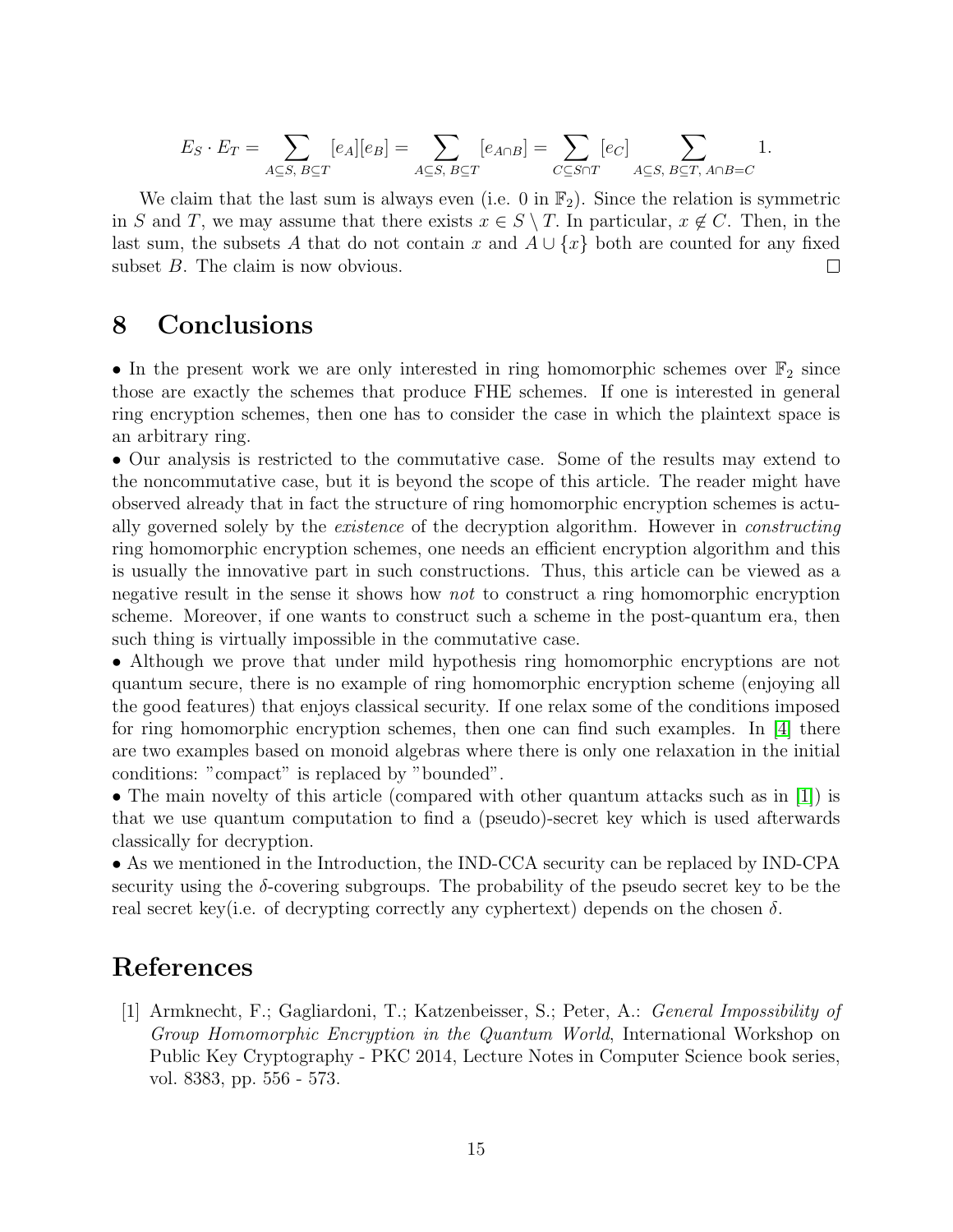$$E_S \cdot E_T = \sum_{A \subseteq S,\ B \subseteq T} [e_A][e_B] = \sum_{A \subseteq S,\ B \subseteq T} [e_{A \cap B}] = \sum_{C \subseteq S \cap T} [e_C] \sum_{A \subseteq S,\ B \subseteq T,\ A \cap B = C} 1.$$

We claim that the last sum is always even (i.e. 0 in $\mathbb{F}_2$). Since the relation is symmetric in $S$ and $T$, we may assume that there exists $x \in S \setminus T$. In particular, $x \notin C$. Then, in the last sum, the subsets $A$ that do not contain $x$ and $A \cup \{x\}$ both are counted for any fixed subset $B$. The claim is now obvious. □

# 8 Conclusions

• In the present work we are only interested in ring homomorphic schemes over $\mathbb{F}_2$ since those are exactly the schemes that produce FHE schemes. If one is interested in general ring encryption schemes, then one has to consider the case in which the plaintext space is an arbitrary ring.

• Our analysis is restricted to the commutative case. Some of the results may extend to the noncommutative case, but it is beyond the scope of this article. The reader might have observed already that in fact the structure of ring homomorphic encryption schemes is actually governed solely by the *existence* of the decryption algorithm. However in *constructing* ring homomorphic encryption schemes, one needs an efficient encryption algorithm and this is usually the innovative part in such constructions. Thus, this article can be viewed as a negative result in the sense it shows how *not* to construct a ring homomorphic encryption scheme. Moreover, if one wants to construct such a scheme in the post-quantum era, then such thing is virtually impossible in the commutative case.

• Although we prove that under mild hypothesis ring homomorphic encryptions are not quantum secure, there is no example of ring homomorphic encryption scheme (enjoying all the good features) that enjoys classical security. If one relax some of the conditions imposed for ring homomorphic encryption schemes, then one can find such examples. In [4] there are two examples based on monoid algebras where there is only one relaxation in the initial conditions: "compact" is replaced by "bounded".

• The main novelty of this article (compared with other quantum attacks such as in [1]) is that we use quantum computation to find a (pseudo)-secret key which is used afterwards classically for decryption.

• As we mentioned in the Introduction, the IND-CCA security can be replaced by IND-CPA security using the $\delta$-covering subgroups. The probability of the pseudo secret key to be the real secret key(i.e. of decrypting correctly any cyphertext) depends on the chosen $\delta$.

# References

[1] Armknecht, F.; Gagliardoni, T.; Katzenbeisser, S.; Peter, A.: *General Impossibility of Group Homomorphic Encryption in the Quantum World*, International Workshop on Public Key Cryptography - PKC 2014, Lecture Notes in Computer Science book series, vol. 8383, pp. 556 - 573.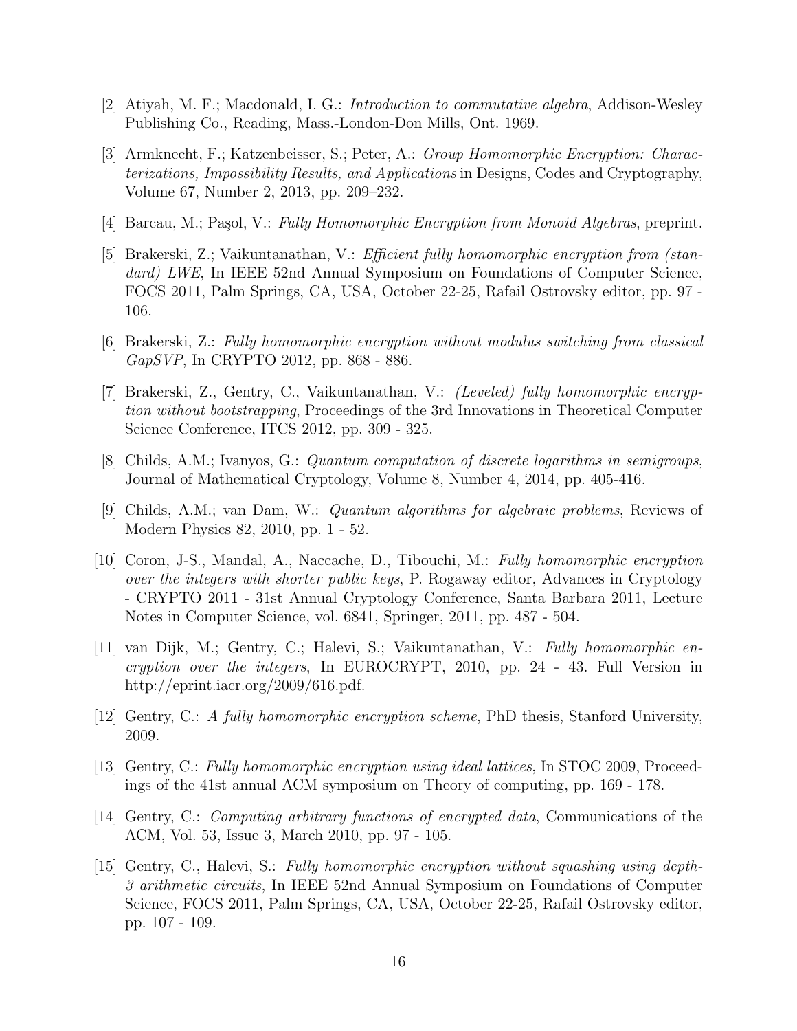[2] Atiyah, M. F.; Macdonald, I. G.: *Introduction to commutative algebra*, Addison-Wesley Publishing Co., Reading, Mass.-London-Don Mills, Ont. 1969.

[3] Armknecht, F.; Katzenbeisser, S.; Peter, A.: *Group Homomorphic Encryption: Characterizations, Impossibility Results, and Applications* in Designs, Codes and Cryptography, Volume 67, Number 2, 2013, pp. 209–232.

[4] Barcau, M.; Paşol, V.: *Fully Homomorphic Encryption from Monoid Algebras*, preprint.

[5] Brakerski, Z.; Vaikuntanathan, V.: *Efficient fully homomorphic encryption from (standard) LWE*, In IEEE 52nd Annual Symposium on Foundations of Computer Science, FOCS 2011, Palm Springs, CA, USA, October 22-25, Rafail Ostrovsky editor, pp. 97 - 106.

[6] Brakerski, Z.: *Fully homomorphic encryption without modulus switching from classical GapSVP*, In CRYPTO 2012, pp. 868 - 886.

[7] Brakerski, Z., Gentry, C., Vaikuntanathan, V.: *(Leveled) fully homomorphic encryption without bootstrapping*, Proceedings of the 3rd Innovations in Theoretical Computer Science Conference, ITCS 2012, pp. 309 - 325.

[8] Childs, A.M.; Ivanyos, G.: *Quantum computation of discrete logarithms in semigroups*, Journal of Mathematical Cryptology, Volume 8, Number 4, 2014, pp. 405-416.

[9] Childs, A.M.; van Dam, W.: *Quantum algorithms for algebraic problems*, Reviews of Modern Physics 82, 2010, pp. 1 - 52.

[10] Coron, J-S., Mandal, A., Naccache, D., Tibouchi, M.: *Fully homomorphic encryption over the integers with shorter public keys*, P. Rogaway editor, Advances in Cryptology - CRYPTO 2011 - 31st Annual Cryptology Conference, Santa Barbara 2011, Lecture Notes in Computer Science, vol. 6841, Springer, 2011, pp. 487 - 504.

[11] van Dijk, M.; Gentry, C.; Halevi, S.; Vaikuntanathan, V.: *Fully homomorphic encryption over the integers*, In EUROCRYPT, 2010, pp. 24 - 43. Full Version in http://eprint.iacr.org/2009/616.pdf.

[12] Gentry, C.: *A fully homomorphic encryption scheme*, PhD thesis, Stanford University, 2009.

[13] Gentry, C.: *Fully homomorphic encryption using ideal lattices*, In STOC 2009, Proceedings of the 41st annual ACM symposium on Theory of computing, pp. 169 - 178.

[14] Gentry, C.: *Computing arbitrary functions of encrypted data*, Communications of the ACM, Vol. 53, Issue 3, March 2010, pp. 97 - 105.

[15] Gentry, C., Halevi, S.: *Fully homomorphic encryption without squashing using depth-3 arithmetic circuits*, In IEEE 52nd Annual Symposium on Foundations of Computer Science, FOCS 2011, Palm Springs, CA, USA, October 22-25, Rafail Ostrovsky editor, pp. 107 - 109.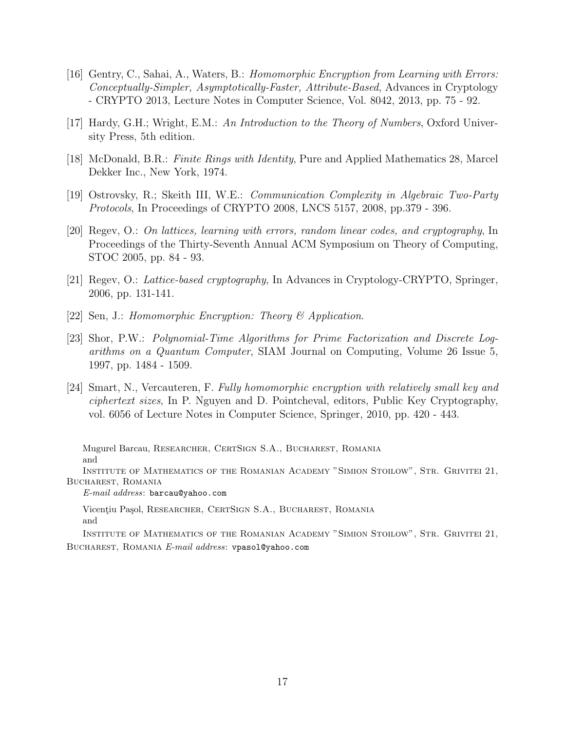[16] Gentry, C., Sahai, A., Waters, B.: *Homomorphic Encryption from Learning with Errors: Conceptually-Simpler, Asymptotically-Faster, Attribute-Based*, Advances in Cryptology - CRYPTO 2013, Lecture Notes in Computer Science, Vol. 8042, 2013, pp. 75 - 92.

[17] Hardy, G.H.; Wright, E.M.: *An Introduction to the Theory of Numbers*, Oxford University Press, 5th edition.

[18] McDonald, B.R.: *Finite Rings with Identity*, Pure and Applied Mathematics 28, Marcel Dekker Inc., New York, 1974.

[19] Ostrovsky, R.; Skeith III, W.E.: *Communication Complexity in Algebraic Two-Party Protocols*, In Proceedings of CRYPTO 2008, LNCS 5157, 2008, pp.379 - 396.

[20] Regev, O.: *On lattices, learning with errors, random linear codes, and cryptography*, In Proceedings of the Thirty-Seventh Annual ACM Symposium on Theory of Computing, STOC 2005, pp. 84 - 93.

[21] Regev, O.: *Lattice-based cryptography*, In Advances in Cryptology-CRYPTO, Springer, 2006, pp. 131-141.

[22] Sen, J.: *Homomorphic Encryption: Theory & Application*.

[23] Shor, P.W.: *Polynomial-Time Algorithms for Prime Factorization and Discrete Logarithms on a Quantum Computer*, SIAM Journal on Computing, Volume 26 Issue 5, 1997, pp. 1484 - 1509.

[24] Smart, N., Vercauteren, F. *Fully homomorphic encryption with relatively small key and ciphertext sizes*, In P. Nguyen and D. Pointcheval, editors, Public Key Cryptography, vol. 6056 of Lecture Notes in Computer Science, Springer, 2010, pp. 420 - 443.

Mugurel Barcau, Researcher, CertSign S.A., Bucharest, Romania
and
Institute of Mathematics of the Romanian Academy "Simion Stoilow", Str. Grivitei 21, Bucharest, Romania
*E-mail address*: barcau@yahoo.com

Vicenţiu Paşol, Researcher, CertSign S.A., Bucharest, Romania
and
Institute of Mathematics of the Romanian Academy "Simion Stoilow", Str. Grivitei 21, Bucharest, Romania *E-mail address*: vpasol@yahoo.com